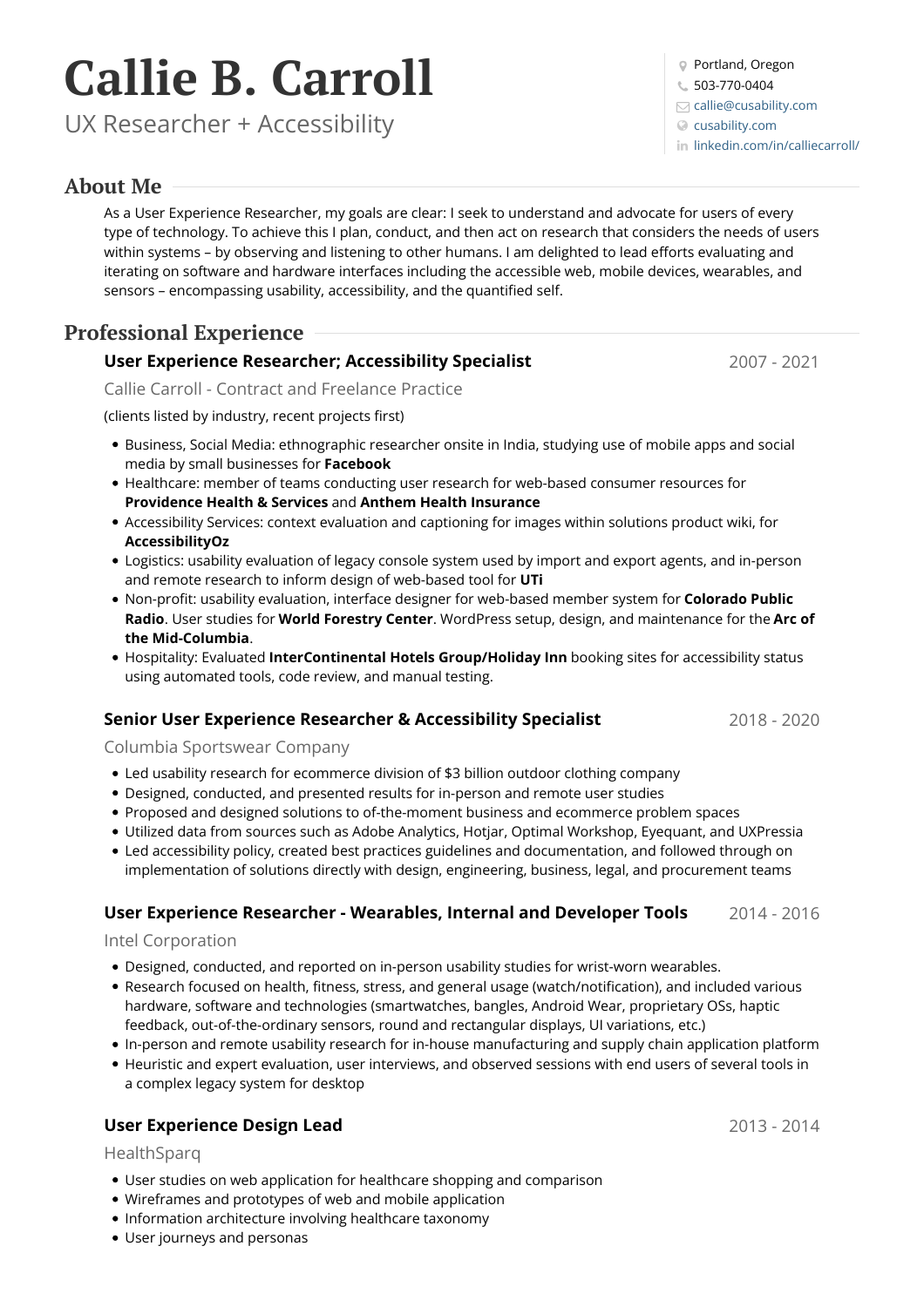# Callie B. Carroll

UX Researcher + Accessibility

- Portland, Oregon
- 503-770-0404
- callie@cusability.com
- cusability.com
- linkedin.com/in/calliecarroll/

## About Me

As a User Experience Researcher, my goals are clear: I seek to understand and advocate for users of every type of technology. To achieve this I plan, conduct, and then act on research that considers the needs of users within systems – by observing and listening to other humans. I am delighted to lead efforts evaluating and iterating on software and hardware interfaces including the accessible web, mobile devices, wearables, and sensors – encompassing usability, accessibility, and the quantified self.

## Professional Experience

### User Experience Researcher; Accessibility Specialist — 2007 - 2021

Callie Carroll - Contract and Freelance Practice

(clients listed by industry, recent projects first)

- Business, Social Media: ethnographic researcher onsite in India, studying use of mobile apps and social media by small businesses for **Facebook**
- Healthcare: member of teams conducting user research for web-based consumer resources for **Providence Health & Services** and **Anthem Health Insurance**
- Accessibility Services: context evaluation and captioning for images within solutions product wiki, for **AccessibilityOz**
- Logistics: usability evaluation of legacy console system used by import and export agents, and in-person and remote research to inform design of web-based tool for **UTi**
- Non-profit: usability evaluation, interface designer for web-based member system for **Colorado Public Radio**. User studies for **World Forestry Center**. WordPress setup, design, and maintenance for the **Arc of the Mid-Columbia**.
- Hospitality: Evaluated **InterContinental Hotels Group/Holiday Inn** booking sites for accessibility status using automated tools, code review, and manual testing.

### Senior User Experience Researcher & Accessibility Specialist — 2018 - 2020

Columbia Sportswear Company

- Led usability research for ecommerce division of $3 billion outdoor clothing company
- Designed, conducted, and presented results for in-person and remote user studies
- Proposed and designed solutions to of-the-moment business and ecommerce problem spaces
- Utilized data from sources such as Adobe Analytics, Hotjar, Optimal Workshop, Eyequant, and UXPressia
- Led accessibility policy, created best practices guidelines and documentation, and followed through on implementation of solutions directly with design, engineering, business, legal, and procurement teams

### User Experience Researcher - Wearables, Internal and Developer Tools — 2014 - 2016

Intel Corporation

- Designed, conducted, and reported on in-person usability studies for wrist-worn wearables.
- Research focused on health, fitness, stress, and general usage (watch/notification), and included various hardware, software and technologies (smartwatches, bangles, Android Wear, proprietary OSs, haptic feedback, out-of-the-ordinary sensors, round and rectangular displays, UI variations, etc.)
- In-person and remote usability research for in-house manufacturing and supply chain application platform
- Heuristic and expert evaluation, user interviews, and observed sessions with end users of several tools in a complex legacy system for desktop

### User Experience Design Lead — 2013 - 2014

HealthSparq

- User studies on web application for healthcare shopping and comparison
- Wireframes and prototypes of web and mobile application
- Information architecture involving healthcare taxonomy
- User journeys and personas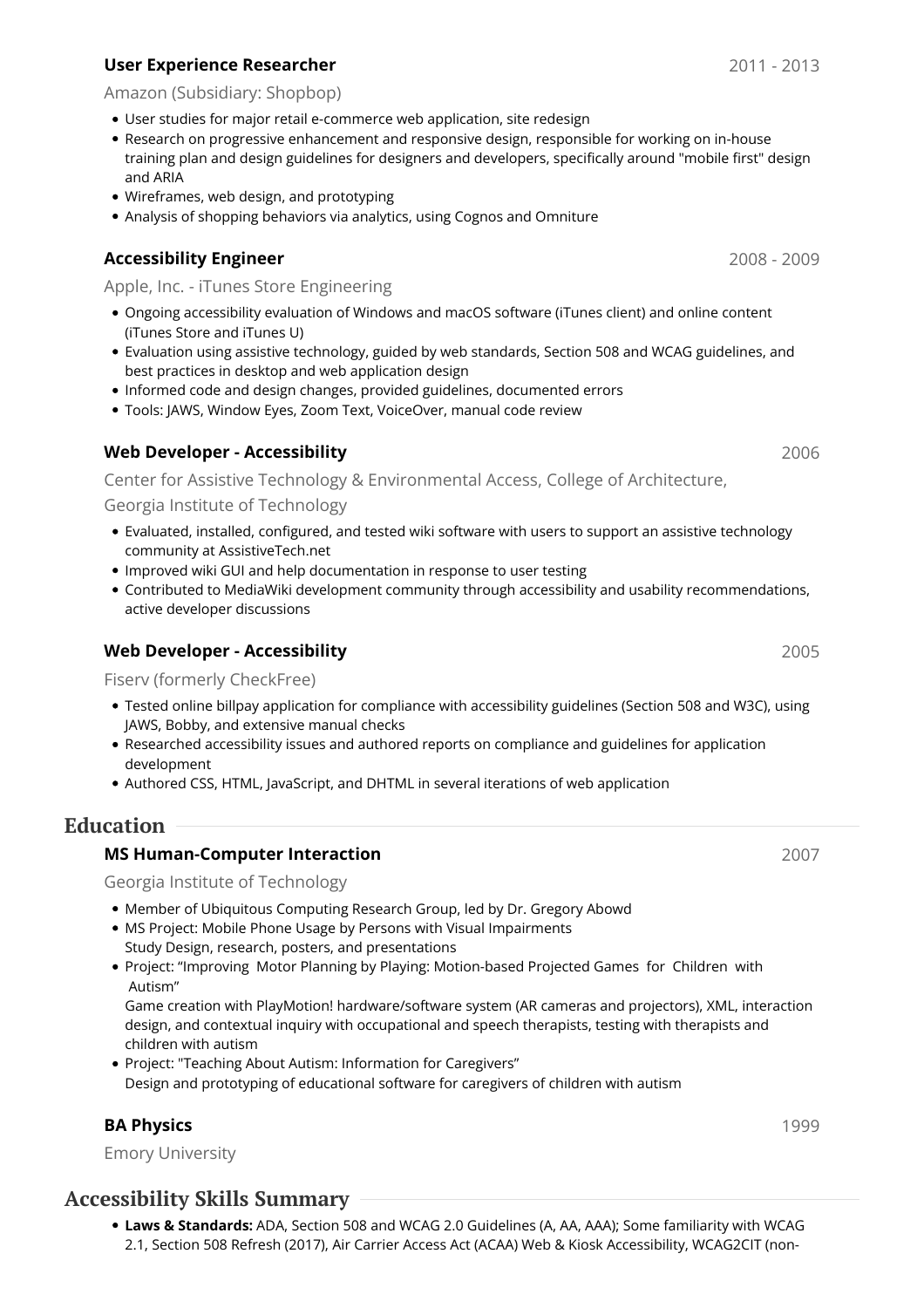### User Experience Researcher
2011 - 2013

Amazon (Subsidiary: Shopbop)

- User studies for major retail e-commerce web application, site redesign
- Research on progressive enhancement and responsive design, responsible for working on in-house training plan and design guidelines for designers and developers, specifically around "mobile first" design and ARIA
- Wireframes, web design, and prototyping
- Analysis of shopping behaviors via analytics, using Cognos and Omniture

### Accessibility Engineer
2008 - 2009

Apple, Inc. - iTunes Store Engineering

- Ongoing accessibility evaluation of Windows and macOS software (iTunes client) and online content (iTunes Store and iTunes U)
- Evaluation using assistive technology, guided by web standards, Section 508 and WCAG guidelines, and best practices in desktop and web application design
- Informed code and design changes, provided guidelines, documented errors
- Tools: JAWS, Window Eyes, Zoom Text, VoiceOver, manual code review

### Web Developer - Accessibility
2006

Center for Assistive Technology & Environmental Access, College of Architecture, Georgia Institute of Technology

- Evaluated, installed, configured, and tested wiki software with users to support an assistive technology community at AssistiveTech.net
- Improved wiki GUI and help documentation in response to user testing
- Contributed to MediaWiki development community through accessibility and usability recommendations, active developer discussions

### Web Developer - Accessibility
2005

Fiserv (formerly CheckFree)

- Tested online billpay application for compliance with accessibility guidelines (Section 508 and W3C), using JAWS, Bobby, and extensive manual checks
- Researched accessibility issues and authored reports on compliance and guidelines for application development
- Authored CSS, HTML, JavaScript, and DHTML in several iterations of web application

## Education

### MS Human-Computer Interaction
2007

Georgia Institute of Technology

- Member of Ubiquitous Computing Research Group, led by Dr. Gregory Abowd
- MS Project: Mobile Phone Usage by Persons with Visual Impairments
  Study Design, research, posters, and presentations
- Project: "Improving Motor Planning by Playing: Motion-based Projected Games for Children with Autism"
  Game creation with PlayMotion! hardware/software system (AR cameras and projectors), XML, interaction design, and contextual inquiry with occupational and speech therapists, testing with therapists and children with autism
- Project: "Teaching About Autism: Information for Caregivers"
  Design and prototyping of educational software for caregivers of children with autism

### BA Physics
1999

Emory University

## Accessibility Skills Summary

- **Laws & Standards:** ADA, Section 508 and WCAG 2.0 Guidelines (A, AA, AAA); Some familiarity with WCAG 2.1, Section 508 Refresh (2017), Air Carrier Access Act (ACAA) Web & Kiosk Accessibility, WCAG2CIT (non-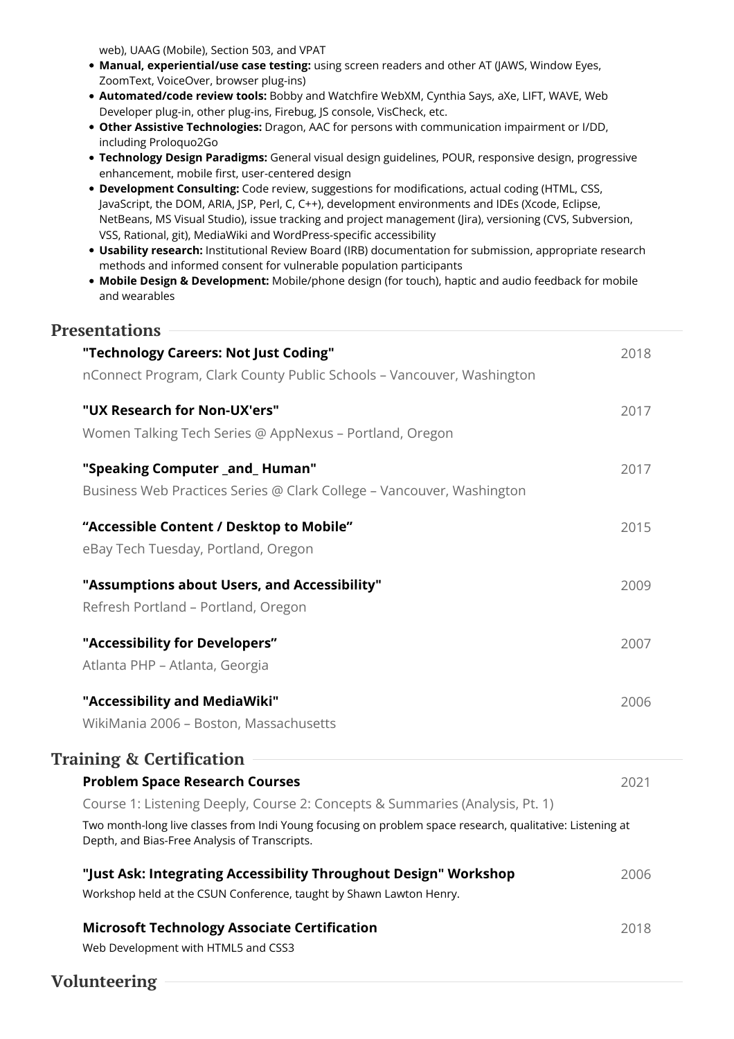web), UAAG (Mobile), Section 503, and VPAT

- **Manual, experiential/use case testing:** using screen readers and other AT (JAWS, Window Eyes, ZoomText, VoiceOver, browser plug-ins)
- **Automated/code review tools:** Bobby and Watchfire WebXM, Cynthia Says, aXe, LIFT, WAVE, Web Developer plug-in, other plug-ins, Firebug, JS console, VisCheck, etc.
- **Other Assistive Technologies:** Dragon, AAC for persons with communication impairment or I/DD, including Proloquo2Go
- **Technology Design Paradigms:** General visual design guidelines, POUR, responsive design, progressive enhancement, mobile first, user-centered design
- **Development Consulting:** Code review, suggestions for modifications, actual coding (HTML, CSS, JavaScript, the DOM, ARIA, JSP, Perl, C, C++), development environments and IDEs (Xcode, Eclipse, NetBeans, MS Visual Studio), issue tracking and project management (Jira), versioning (CVS, Subversion, VSS, Rational, git), MediaWiki and WordPress-specific accessibility
- **Usability research:** Institutional Review Board (IRB) documentation for submission, appropriate research methods and informed consent for vulnerable population participants
- **Mobile Design & Development:** Mobile/phone design (for touch), haptic and audio feedback for mobile and wearables

## Presentations

**"Technology Careers: Not Just Coding"** — 2018

nConnect Program, Clark County Public Schools – Vancouver, Washington

**"UX Research for Non-UX'ers"** — 2017

Women Talking Tech Series @ AppNexus – Portland, Oregon

**"Speaking Computer _and_ Human"** — 2017

Business Web Practices Series @ Clark College – Vancouver, Washington

**“Accessible Content / Desktop to Mobile”** — 2015

eBay Tech Tuesday, Portland, Oregon

**"Assumptions about Users, and Accessibility"** — 2009

Refresh Portland – Portland, Oregon

**"Accessibility for Developers”** — 2007

Atlanta PHP – Atlanta, Georgia

**"Accessibility and MediaWiki"** — 2006

WikiMania 2006 – Boston, Massachusetts

## Training & Certification

**Problem Space Research Courses** — 2021

Course 1: Listening Deeply, Course 2: Concepts & Summaries (Analysis, Pt. 1)

Two month-long live classes from Indi Young focusing on problem space research, qualitative: Listening at Depth, and Bias-Free Analysis of Transcripts.

**"Just Ask: Integrating Accessibility Throughout Design" Workshop** — 2006

Workshop held at the CSUN Conference, taught by Shawn Lawton Henry.

**Microsoft Technology Associate Certification** — 2018

Web Development with HTML5 and CSS3

## Volunteering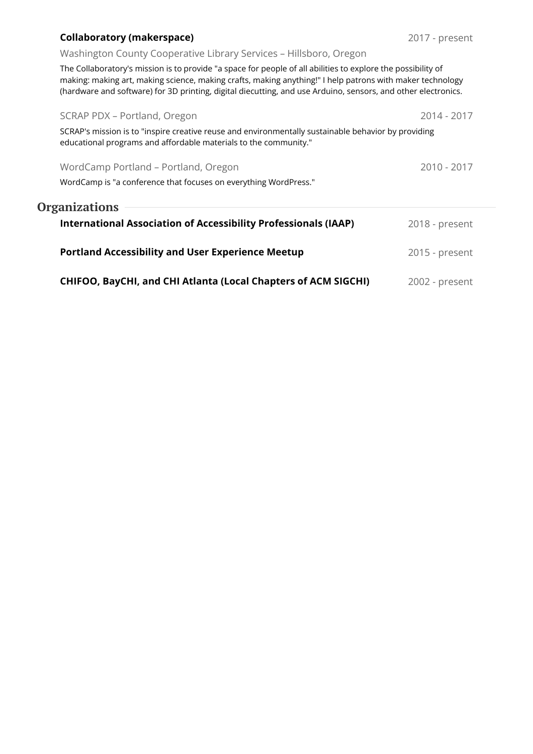**Collaboratory (makerspace)** 2017 - present

Washington County Cooperative Library Services – Hillsboro, Oregon

The Collaboratory's mission is to provide "a space for people of all abilities to explore the possibility of making: making art, making science, making crafts, making anything!" I help patrons with maker technology (hardware and software) for 3D printing, digital diecutting, and use Arduino, sensors, and other electronics.

SCRAP PDX – Portland, Oregon 2014 - 2017

SCRAP's mission is to "inspire creative reuse and environmentally sustainable behavior by providing educational programs and affordable materials to the community."

WordCamp Portland – Portland, Oregon 2010 - 2017

WordCamp is "a conference that focuses on everything WordPress."

## Organizations

**International Association of Accessibility Professionals (IAAP)** 2018 - present

**Portland Accessibility and User Experience Meetup** 2015 - present

**CHIFOO, BayCHI, and CHI Atlanta (Local Chapters of ACM SIGCHI)** 2002 - present